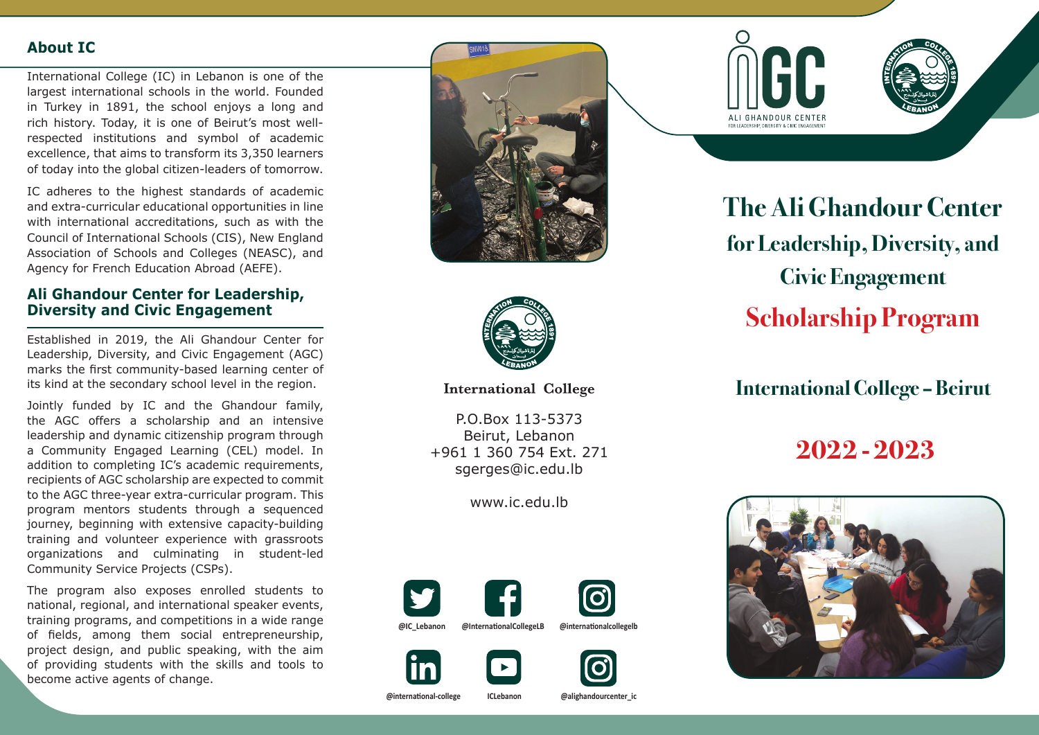## About IC

International College (IC) in Lebanon is one of the largest international schools in the world. Founded in Turkey in 1891, the school enjoys a long and rich history. Today, it is one of Beirut's most well-respected institutions and symbol of academic excellence, that aims to transform its 3,350 learners of today into the global citizen-leaders of tomorrow.

IC adheres to the highest standards of academic and extra-curricular educational opportunities in line with international accreditations, such as with the Council of International Schools (CIS), New England Association of Schools and Colleges (NEASC), and Agency for French Education Abroad (AEFE).

## Ali Ghandour Center for Leadership, Diversity and Civic Engagement

Established in 2019, the Ali Ghandour Center for Leadership, Diversity, and Civic Engagement (AGC) marks the first community-based learning center of its kind at the secondary school level in the region.

Jointly funded by IC and the Ghandour family, the AGC offers a scholarship and an intensive leadership and dynamic citizenship program through a Community Engaged Learning (CEL) model. In addition to completing IC's academic requirements, recipients of AGC scholarship are expected to commit to the AGC three-year extra-curricular program. This program mentors students through a sequenced journey, beginning with extensive capacity-building training and volunteer experience with grassroots organizations and culminating in student-led Community Service Projects (CSPs).

The program also exposes enrolled students to national, regional, and international speaker events, training programs, and competitions in a wide range of fields, among them social entrepreneurship, project design, and public speaking, with the aim of providing students with the skills and tools to become active agents of change.

**International College**

P.O.Box 113-5373
Beirut, Lebanon
+961 1 360 754 Ext. 271
sgerges@ic.edu.lb

www.ic.edu.lb

@IC_Lebanon
@InternationalCollegeLB
@internationalcollegelb
@international-college
ICLebanon
@alighandourcenter_ic

ALI GHANDOUR CENTER
FOR LEADERSHIP, DIVERSITY & CIVIC ENGAGEMENT

# The Ali Ghandour Center for Leadership, Diversity, and Civic Engagement

# Scholarship Program

## International College – Beirut

## 2022 - 2023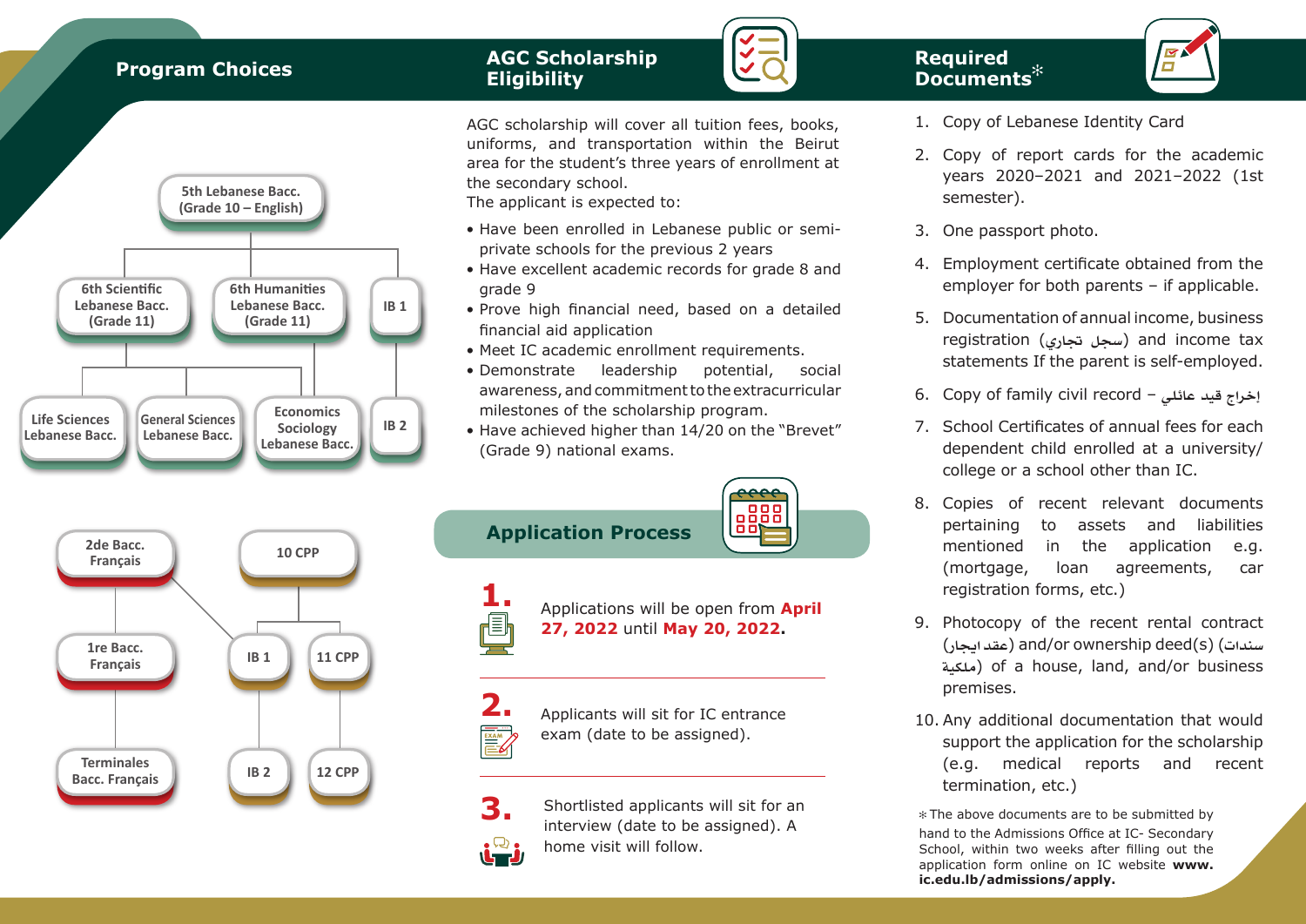## Program Choices

5th Lebanese Bacc. (Grade 10 – English)

6th Scientific Lebanese Bacc. (Grade 11)

6th Humanities Lebanese Bacc. (Grade 11)

IB 1

Life Sciences Lebanese Bacc.

General Sciences Lebanese Bacc.

Economics Sociology Lebanese Bacc.

IB 2

2de Bacc. Français

10 CPP

1re Bacc. Français

IB 1

11 CPP

Terminales Bacc. Français

IB 2

12 CPP

## AGC Scholarship Eligibility

AGC scholarship will cover all tuition fees, books, uniforms, and transportation within the Beirut area for the student's three years of enrollment at the secondary school.
The applicant is expected to:

- Have been enrolled in Lebanese public or semi-private schools for the previous 2 years
- Have excellent academic records for grade 8 and grade 9
- Prove high financial need, based on a detailed financial aid application
- Meet IC academic enrollment requirements.
- Demonstrate leadership potential, social awareness, and commitment to the extracurricular milestones of the scholarship program.
- Have achieved higher than 14/20 on the "Brevet" (Grade 9) national exams.

## Application Process

**1.** Applications will be open from **April 27, 2022** until **May 20, 2022**.

**2.** Applicants will sit for IC entrance exam (date to be assigned).

**3.** Shortlisted applicants will sit for an interview (date to be assigned). A home visit will follow.

## Required Documents*

1. Copy of Lebanese Identity Card
2. Copy of report cards for the academic years 2020–2021 and 2021–2022 (1st semester).
3. One passport photo.
4. Employment certificate obtained from the employer for both parents – if applicable.
5. Documentation of annual income, business registration (سجل تجاري) and income tax statements If the parent is self-employed.
6. Copy of family civil record – إخراج قيد عائلي
7. School Certificates of annual fees for each dependent child enrolled at a university/ college or a school other than IC.
8. Copies of recent relevant documents pertaining to assets and liabilities mentioned in the application e.g. (mortgage, loan agreements, car registration forms, etc.)
9. Photocopy of the recent rental contract (عقد ايجار) and/or ownership deed(s) (سندات ملكية) of a house, land, and/or business premises.
10. Any additional documentation that would support the application for the scholarship (e.g. medical reports and recent termination, etc.)

*The above documents are to be submitted by hand to the Admissions Office at IC- Secondary School, within two weeks after filling out the application form online on IC website **www.ic.edu.lb/admissions/apply.**